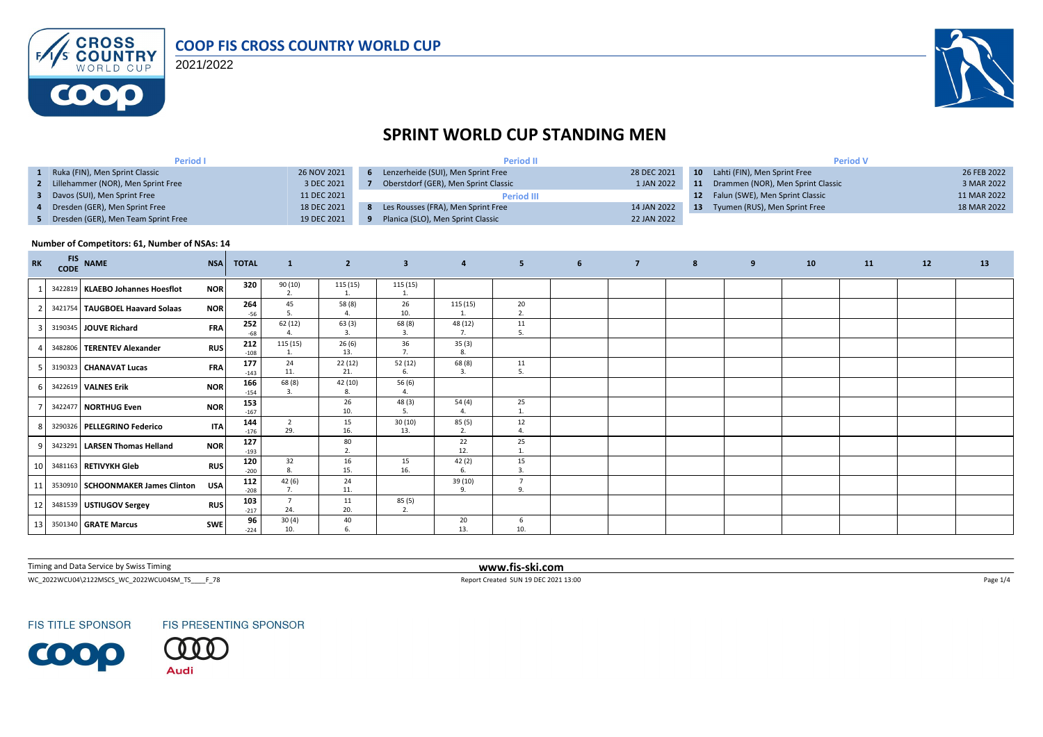# COOP FIS CROSS COUNTRY WORLD CUP

2021/2022

## SPRINT WORLD CUP STANDING MEN

| Period I | | | Period II | | | Period V | | |
|---|---|---|---|---|---|---|---|---|
| 1 | Ruka (FIN), Men Sprint Classic | 26 NOV 2021 | 6 | Lenzerheide (SUI), Men Sprint Free | 28 DEC 2021 | 10 | Lahti (FIN), Men Sprint Free | 26 FEB 2022 |
| 2 | Lillehammer (NOR), Men Sprint Free | 3 DEC 2021 | 7 | Oberstdorf (GER), Men Sprint Classic | 1 JAN 2022 | 11 | Drammen (NOR), Men Sprint Classic | 3 MAR 2022 |
| 3 | Davos (SUI), Men Sprint Free | 11 DEC 2021 | | **Period III** | | 12 | Falun (SWE), Men Sprint Classic | 11 MAR 2022 |
| 4 | Dresden (GER), Men Sprint Free | 18 DEC 2021 | 8 | Les Rousses (FRA), Men Sprint Free | 14 JAN 2022 | 13 | Tyumen (RUS), Men Sprint Free | 18 MAR 2022 |
| 5 | Dresden (GER), Men Team Sprint Free | 19 DEC 2021 | 9 | Planica (SLO), Men Sprint Classic | 22 JAN 2022 | | | |

**Number of Competitors: 61, Number of NSAs: 14**

| RK | FIS CODE | NAME | NSA | TOTAL | 1 | 2 | 3 | 4 | 5 | 6 | 7 | 8 | 9 | 10 | 11 | 12 | 13 |
|---|---|---|---|---|---|---|---|---|---|---|---|---|---|---|---|---|---|
| 1 | 3422819 | **KLAEBO Johannes Hoesflot** | NOR | 320 | 90 (10) 2. | 115 (15) 1. | 115 (15) 1. | | | | | | | | | | |
| 2 | 3421754 | **TAUGBOEL Haavard Solaas** | NOR | 264 -56 | 45 5. | 58 (8) 4. | 26 10. | 115 (15) 1. | 20 2. | | | | | | | | |
| 3 | 3190345 | **JOUVE Richard** | FRA | 252 -68 | 62 (12) 4. | 63 (3) 3. | 68 (8) 3. | 48 (12) 7. | 11 5. | | | | | | | | |
| 4 | 3482806 | **TERENTEV Alexander** | RUS | 212 -108 | 115 (15) 1. | 26 (6) 13. | 36 7. | 35 (3) 8. | | | | | | | | | |
| 5 | 3190323 | **CHANAVAT Lucas** | FRA | 177 -143 | 24 11. | 22 (12) 21. | 52 (12) 6. | 68 (8) 3. | 11 5. | | | | | | | | |
| 6 | 3422619 | **VALNES Erik** | NOR | 166 -154 | 68 (8) 3. | 42 (10) 8. | 56 (6) 4. | | | | | | | | | | |
| 7 | 3422477 | **NORTHUG Even** | NOR | 153 -167 | | 26 10. | 48 (3) 5. | 54 (4) 4. | 25 1. | | | | | | | | |
| 8 | 3290326 | **PELLEGRINO Federico** | ITA | 144 -176 | 2 29. | 15 16. | 30 (10) 13. | 85 (5) 2. | 12 4. | | | | | | | | |
| 9 | 3423291 | **LARSEN Thomas Helland** | NOR | 127 -193 | | 80 2. | | 22 12. | 25 1. | | | | | | | | |
| 10 | 3481163 | **RETIVYKH Gleb** | RUS | 120 -200 | 32 8. | 16 15. | 15 16. | 42 (2) 6. | 15 3. | | | | | | | | |
| 11 | 3530910 | **SCHOONMAKER James Clinton** | USA | 112 -208 | 42 (6) 7. | 24 11. | | 39 (10) 9. | 7 9. | | | | | | | | |
| 12 | 3481539 | **USTIUGOV Sergey** | RUS | 103 -217 | 7 24. | 11 20. | 85 (5) 2. | | | | | | | | | | |
| 13 | 3501340 | **GRATE Marcus** | SWE | 96 -224 | 30 (4) 10. | 40 6. | | 20 13. | 6 10. | | | | | | | | |

Timing and Data Service by Swiss Timing

www.fis-ski.com

WC_2022WCU04\2122MSCS_WC_2022WCU04SM_TS____F_78

Report Created SUN 19 DEC 2021 13:00

FIS TITLE SPONSOR

FIS PRESENTING SPONSOR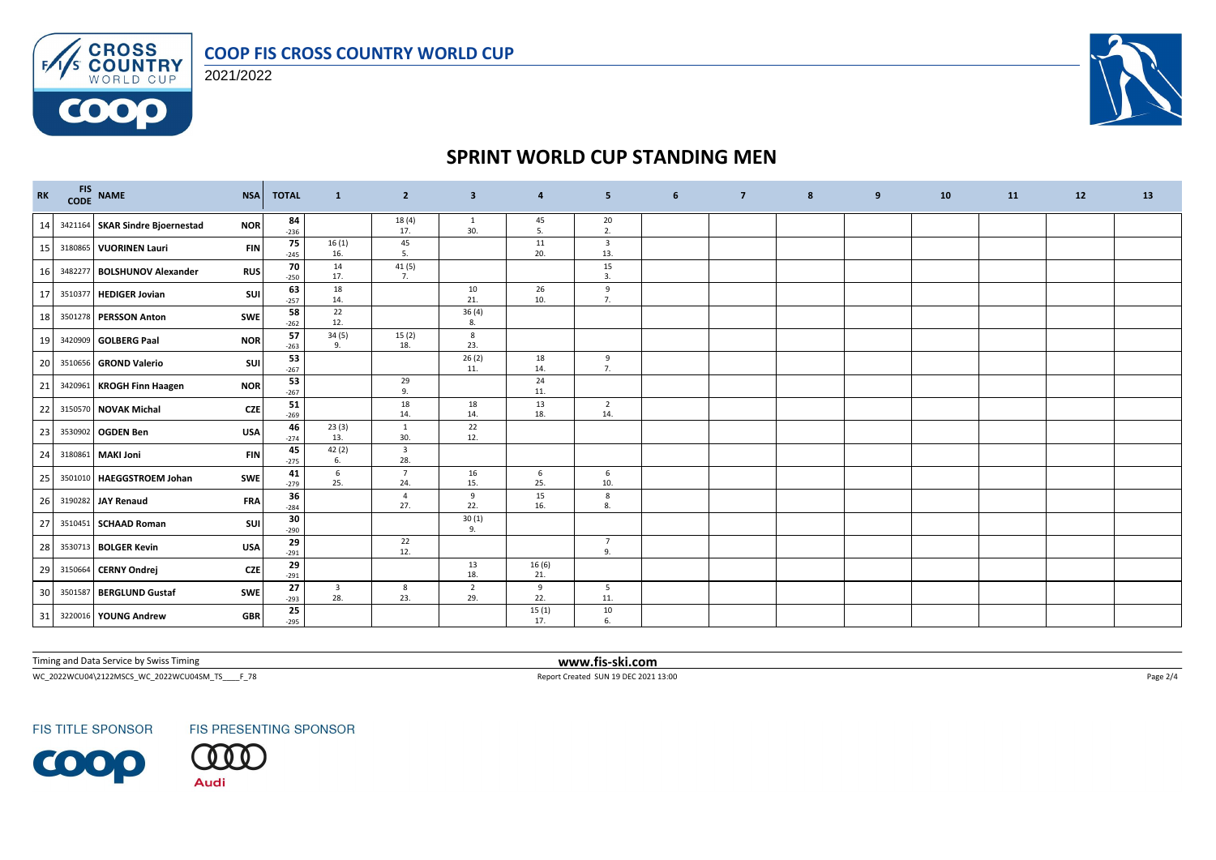# SPRINT WORLD CUP STANDING MEN

| RK | FIS CODE | NAME | NSA | TOTAL | 1 | 2 | 3 | 4 | 5 | 6 | 7 | 8 | 9 | 10 | 11 | 12 | 13 |
|---|---|---|---|---|---|---|---|---|---|---|---|---|---|---|---|---|---|
| 14 | 3421164 | SKAR Sindre Bjoernestad | NOR | 84 -236 | | 18 (4) 17. | 1 30. | 45 5. | 20 2. | | | | | | | | |
| 15 | 3180865 | VUORINEN Lauri | FIN | 75 -245 | 16 (1) 16. | 45 5. | | 11 20. | 3 13. | | | | | | | | |
| 16 | 3482277 | BOLSHUNOV Alexander | RUS | 70 -250 | 14 17. | 41 (5) 7. | | | 15 3. | | | | | | | | |
| 17 | 3510377 | HEDIGER Jovian | SUI | 63 -257 | 18 14. | | 10 21. | 26 10. | 9 7. | | | | | | | | |
| 18 | 3501278 | PERSSON Anton | SWE | 58 -262 | 22 12. | | 36 (4) 8. | | | | | | | | | | |
| 19 | 3420909 | GOLBERG Paal | NOR | 57 -263 | 34 (5) 9. | 15 (2) 18. | 8 23. | | | | | | | | | | |
| 20 | 3510656 | GROND Valerio | SUI | 53 -267 | | | 26 (2) 11. | 18 14. | 9 7. | | | | | | | | |
| 21 | 3420961 | KROGH Finn Haagen | NOR | 53 -267 | | 29 9. | | 24 11. | | | | | | | | | |
| 22 | 3150570 | NOVAK Michal | CZE | 51 -269 | | 18 14. | 18 14. | 13 18. | 2 14. | | | | | | | | |
| 23 | 3530902 | OGDEN Ben | USA | 46 -274 | 23 (3) 13. | 1 30. | 22 12. | | | | | | | | | | |
| 24 | 3180861 | MAKI Joni | FIN | 45 -275 | 42 (2) 6. | 3 28. | | | | | | | | | | | |
| 25 | 3501010 | HAEGGSTROEM Johan | SWE | 41 -279 | 6 25. | 7 24. | 16 15. | 6 25. | 6 10. | | | | | | | | |
| 26 | 3190282 | JAY Renaud | FRA | 36 -284 | | 4 27. | 9 22. | 15 16. | 8 8. | | | | | | | | |
| 27 | 3510451 | SCHAAD Roman | SUI | 30 -290 | | | 30 (1) 9. | | | | | | | | | | |
| 28 | 3530713 | BOLGER Kevin | USA | 29 -291 | | 22 12. | | | 7 9. | | | | | | | | |
| 29 | 3150664 | CERNY Ondrej | CZE | 29 -291 | | | 13 18. | 16 (6) 21. | | | | | | | | | |
| 30 | 3501587 | BERGLUND Gustaf | SWE | 27 -293 | 3 28. | 8 23. | 2 29. | 9 22. | 5 11. | | | | | | | | |
| 31 | 3220016 | YOUNG Andrew | GBR | 25 -295 | | | | 15 (1) 17. | 10 6. | | | | | | | | |

Timing and Data Service by Swiss Timing

www.fis-ski.com

WC_2022WCU04\2122MSCS_WC_2022WCU04SM_TS____F_78

Report Created SUN 19 DEC 2021 13:00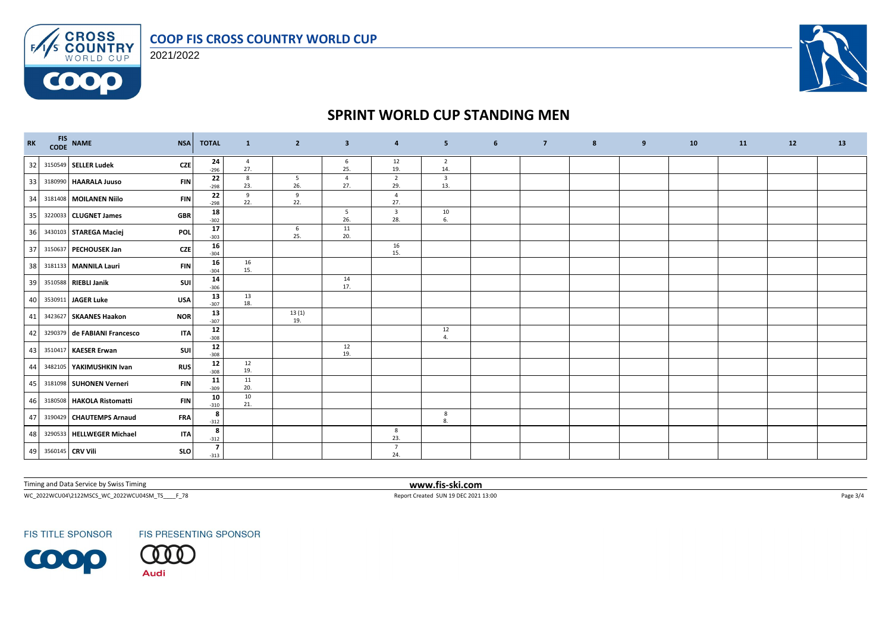# COOP FIS CROSS COUNTRY WORLD CUP

2021/2022

## SPRINT WORLD CUP STANDING MEN

| RK | FIS CODE | NAME | NSA | TOTAL | 1 | 2 | 3 | 4 | 5 | 6 | 7 | 8 | 9 | 10 | 11 | 12 | 13 |
|---|---|---|---|---|---|---|---|---|---|---|---|---|---|---|---|---|---|
| 32 | 3150549 | **SELLER Ludek** | CZE | **24** -296 | 4 27. | | 6 25. | 12 19. | 2 14. | | | | | | | | |
| 33 | 3180990 | **HAARALA Juuso** | FIN | **22** -298 | 8 23. | 5 26. | 4 27. | 2 29. | 3 13. | | | | | | | | |
| 34 | 3181408 | **MOILANEN Niilo** | FIN | **22** -298 | 9 22. | 9 22. | | 4 27. | | | | | | | | | |
| 35 | 3220033 | **CLUGNET James** | GBR | **18** -302 | | | 5 26. | 3 28. | 10 6. | | | | | | | | |
| 36 | 3430103 | **STAREGA Maciej** | POL | **17** -303 | | 6 25. | 11 20. | | | | | | | | | | |
| 37 | 3150637 | **PECHOUSEK Jan** | CZE | **16** -304 | | | | 16 15. | | | | | | | | | |
| 38 | 3181133 | **MANNILA Lauri** | FIN | **16** -304 | 16 15. | | | | | | | | | | | | |
| 39 | 3510588 | **RIEBLI Janik** | SUI | **14** -306 | | | 14 17. | | | | | | | | | | |
| 40 | 3530911 | **JAGER Luke** | USA | **13** -307 | 13 18. | | | | | | | | | | | | |
| 41 | 3423627 | **SKAANES Haakon** | NOR | **13** -307 | | 13 (1) 19. | | | | | | | | | | | |
| 42 | 3290379 | **de FABIANI Francesco** | ITA | **12** -308 | | | | | 12 4. | | | | | | | | |
| 43 | 3510417 | **KAESER Erwan** | SUI | **12** -308 | | | 12 19. | | | | | | | | | | |
| 44 | 3482105 | **YAKIMUSHKIN Ivan** | RUS | **12** -308 | 12 19. | | | | | | | | | | | | |
| 45 | 3181098 | **SUHONEN Verneri** | FIN | **11** -309 | 11 20. | | | | | | | | | | | | |
| 46 | 3180508 | **HAKOLA Ristomatti** | FIN | **10** -310 | 10 21. | | | | | | | | | | | | |
| 47 | 3190429 | **CHAUTEMPS Arnaud** | FRA | **8** -312 | | | | | 8 8. | | | | | | | | |
| 48 | 3290533 | **HELLWEGER Michael** | ITA | **8** -312 | | | | 8 23. | | | | | | | | | |
| 49 | 3560145 | **CRV Vili** | SLO | **7** -313 | | | | 7 24. | | | | | | | | | |

Timing and Data Service by Swiss Timing

**www.fis-ski.com**

WC_2022WCU04\2122MSCS_WC_2022WCU04SM_TS____F_78

Report Created SUN 19 DEC 2021 13:00

FIS TITLE SPONSOR — FIS PRESENTING SPONSOR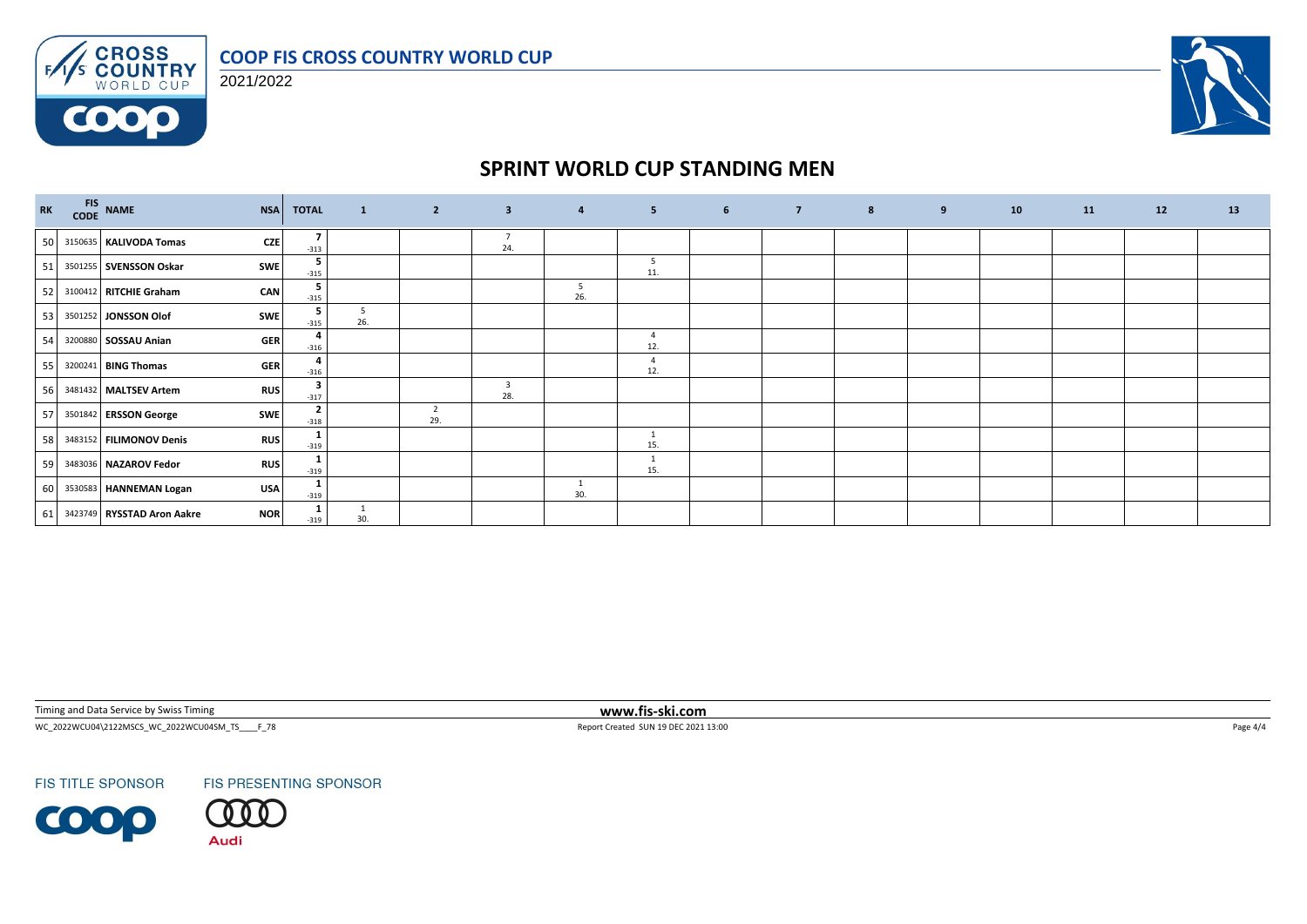# COOP FIS CROSS COUNTRY WORLD CUP

2021/2022

## SPRINT WORLD CUP STANDING MEN

| RK | FIS CODE | NAME | NSA | TOTAL | 1 | 2 | 3 | 4 | 5 | 6 | 7 | 8 | 9 | 10 | 11 | 12 | 13 |
|---|---|---|---|---|---|---|---|---|---|---|---|---|---|---|---|---|---|
| 50 | 3150635 | **KALIVODA Tomas** | CZE | **7** -313 | | | 7 24. | | | | | | | | | | |
| 51 | 3501255 | **SVENSSON Oskar** | SWE | **5** -315 | | | | | 5 11. | | | | | | | | |
| 52 | 3100412 | **RITCHIE Graham** | CAN | **5** -315 | | | | 5 26. | | | | | | | | | |
| 53 | 3501252 | **JONSSON Olof** | SWE | **5** -315 | 5 26. | | | | | | | | | | | | |
| 54 | 3200880 | **SOSSAU Anian** | GER | **4** -316 | | | | | 4 12. | | | | | | | | |
| 55 | 3200241 | **BING Thomas** | GER | **4** -316 | | | | | 4 12. | | | | | | | | |
| 56 | 3481432 | **MALTSEV Artem** | RUS | **3** -317 | | | 3 28. | | | | | | | | | | |
| 57 | 3501842 | **ERSSON George** | SWE | **2** -318 | | 2 29. | | | | | | | | | | | |
| 58 | 3483152 | **FILIMONOV Denis** | RUS | **1** -319 | | | | | 1 15. | | | | | | | | |
| 59 | 3483036 | **NAZAROV Fedor** | RUS | **1** -319 | | | | | 1 15. | | | | | | | | |
| 60 | 3530583 | **HANNEMAN Logan** | USA | **1** -319 | | | | 1 30. | | | | | | | | | |
| 61 | 3423749 | **RYSSTAD Aron Aakre** | NOR | **1** -319 | 1 30. | | | | | | | | | | | | |

Timing and Data Service by Swiss Timing

**www.fis-ski.com**

WC_2022WCU04\2122MSCS_WC_2022WCU04SM_TS____F_78

Report Created SUN 19 DEC 2021 13:00

FIS TITLE SPONSOR

FIS PRESENTING SPONSOR